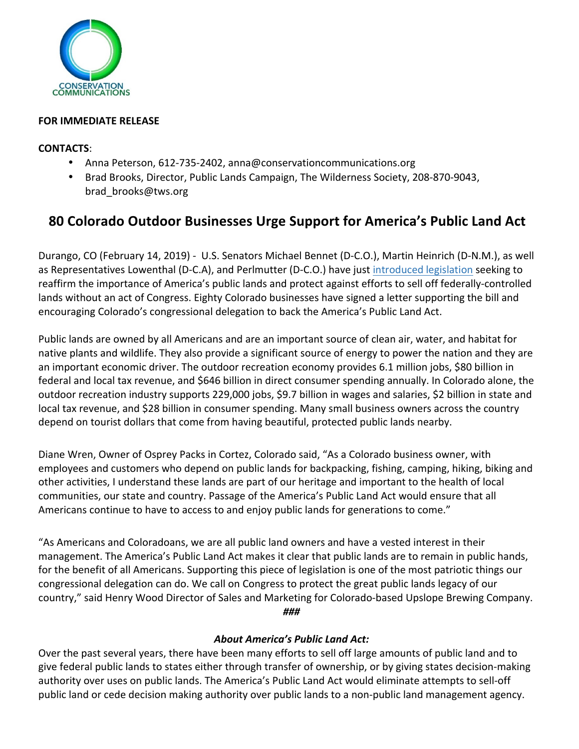CONSERVATION COMMUNICATIONS

**FOR IMMEDIATE RELEASE**

**CONTACTS**:

- Anna Peterson, 612-735-2402, anna@conservationcommunications.org
- Brad Brooks, Director, Public Lands Campaign, The Wilderness Society, 208-870-9043, brad_brooks@tws.org

## 80 Colorado Outdoor Businesses Urge Support for America's Public Land Act

Durango, CO (February 14, 2019) - U.S. Senators Michael Bennet (D-C.O.), Martin Heinrich (D-N.M.), as well as Representatives Lowenthal (D-C.A), and Perlmutter (D-C.O.) have just introduced legislation seeking to reaffirm the importance of America's public lands and protect against efforts to sell off federally-controlled lands without an act of Congress. Eighty Colorado businesses have signed a letter supporting the bill and encouraging Colorado's congressional delegation to back the America's Public Land Act.

Public lands are owned by all Americans and are an important source of clean air, water, and habitat for native plants and wildlife. They also provide a significant source of energy to power the nation and they are an important economic driver. The outdoor recreation economy provides 6.1 million jobs, $80 billion in federal and local tax revenue, and $646 billion in direct consumer spending annually. In Colorado alone, the outdoor recreation industry supports 229,000 jobs, $9.7 billion in wages and salaries, $2 billion in state and local tax revenue, and $28 billion in consumer spending. Many small business owners across the country depend on tourist dollars that come from having beautiful, protected public lands nearby.

Diane Wren, Owner of Osprey Packs in Cortez, Colorado said, "As a Colorado business owner, with employees and customers who depend on public lands for backpacking, fishing, camping, hiking, biking and other activities, I understand these lands are part of our heritage and important to the health of local communities, our state and country. Passage of the America's Public Land Act would ensure that all Americans continue to have to access to and enjoy public lands for generations to come."

"As Americans and Coloradoans, we are all public land owners and have a vested interest in their management. The America's Public Land Act makes it clear that public lands are to remain in public hands, for the benefit of all Americans. Supporting this piece of legislation is one of the most patriotic things our congressional delegation can do. We call on Congress to protect the great public lands legacy of our country," said Henry Wood Director of Sales and Marketing for Colorado-based Upslope Brewing Company.

***###***

***About America's Public Land Act:***

Over the past several years, there have been many efforts to sell off large amounts of public land and to give federal public lands to states either through transfer of ownership, or by giving states decision-making authority over uses on public lands. The America's Public Land Act would eliminate attempts to sell-off public land or cede decision making authority over public lands to a non-public land management agency.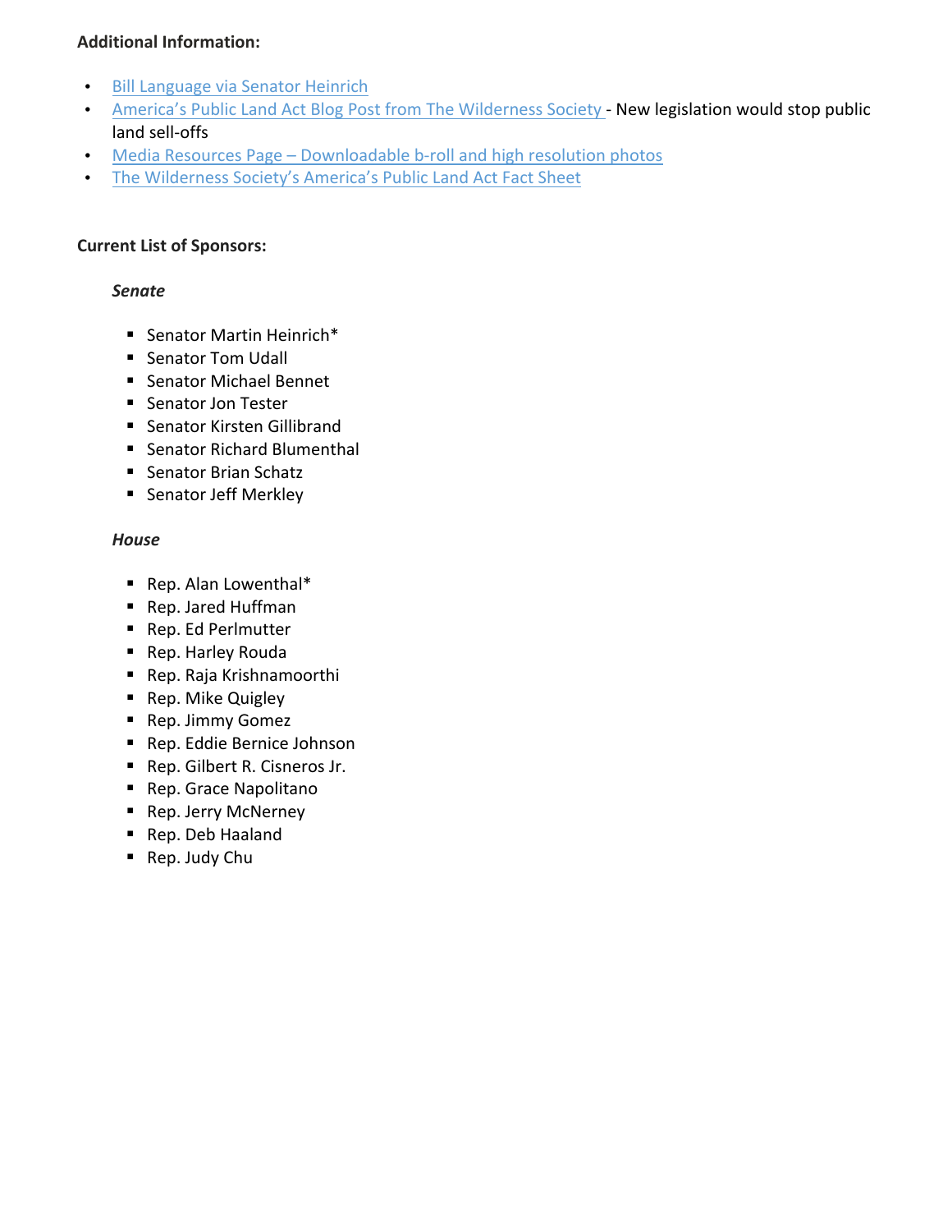**Additional Information:**

- Bill Language via Senator Heinrich
- America's Public Land Act Blog Post from The Wilderness Society - New legislation would stop public land sell-offs
- Media Resources Page – Downloadable b-roll and high resolution photos
- The Wilderness Society's America's Public Land Act Fact Sheet

**Current List of Sponsors:**

***Senate***

- Senator Martin Heinrich*
- Senator Tom Udall
- Senator Michael Bennet
- Senator Jon Tester
- Senator Kirsten Gillibrand
- Senator Richard Blumenthal
- Senator Brian Schatz
- Senator Jeff Merkley

***House***

- Rep. Alan Lowenthal*
- Rep. Jared Huffman
- Rep. Ed Perlmutter
- Rep. Harley Rouda
- Rep. Raja Krishnamoorthi
- Rep. Mike Quigley
- Rep. Jimmy Gomez
- Rep. Eddie Bernice Johnson
- Rep. Gilbert R. Cisneros Jr.
- Rep. Grace Napolitano
- Rep. Jerry McNerney
- Rep. Deb Haaland
- Rep. Judy Chu